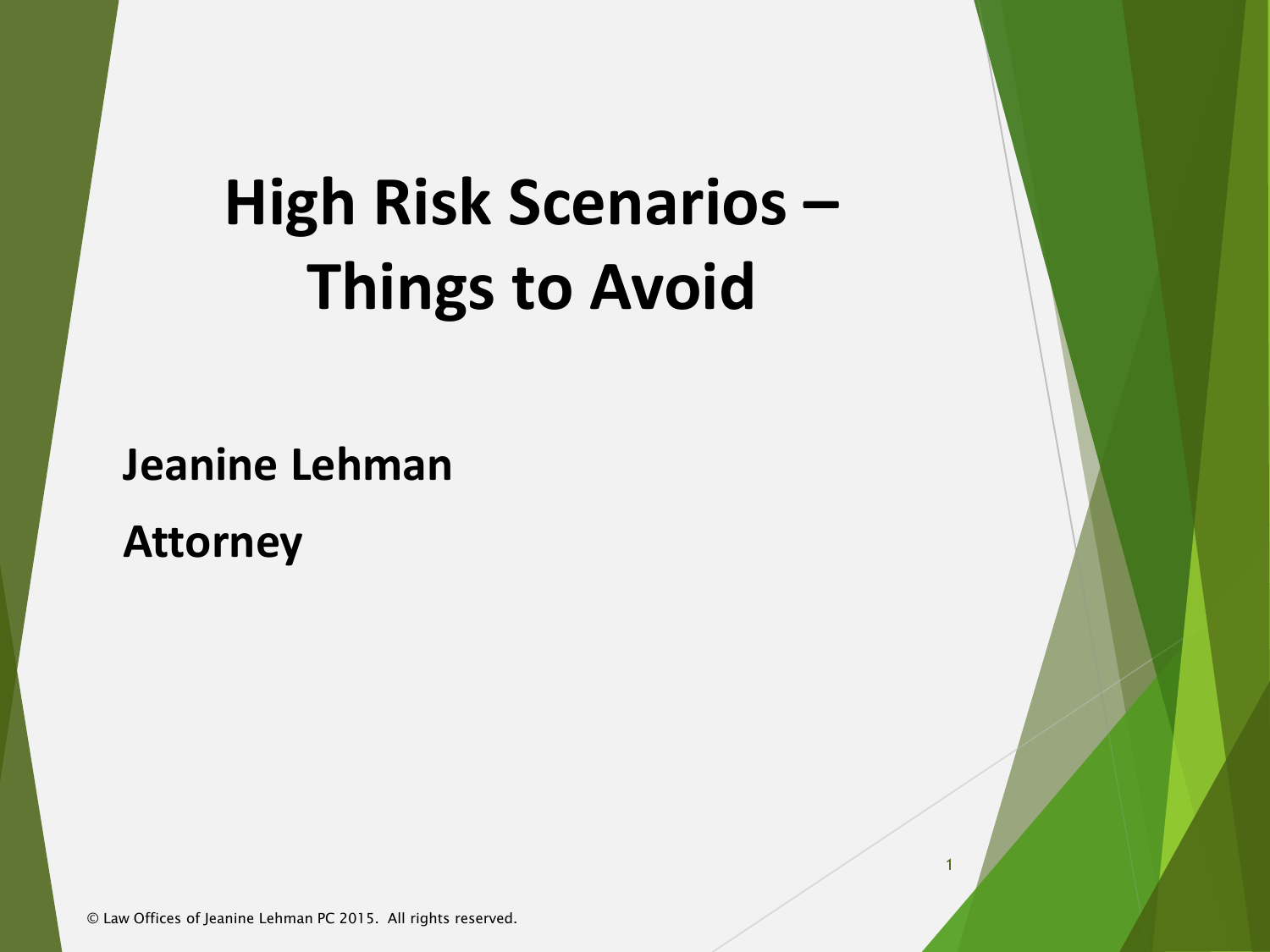# High Risk Scenarios – Things to Avoid

**Jeanine Lehman**

**Attorney**

© Law Offices of Jeanine Lehman PC 2015. All rights reserved.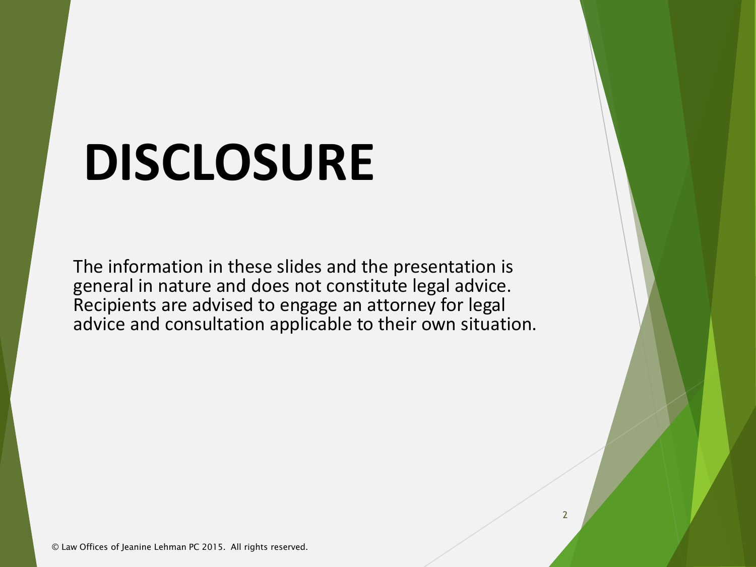# DISCLOSURE

The information in these slides and the presentation is general in nature and does not constitute legal advice. Recipients are advised to engage an attorney for legal advice and consultation applicable to their own situation.

© Law Offices of Jeanine Lehman PC 2015. All rights reserved.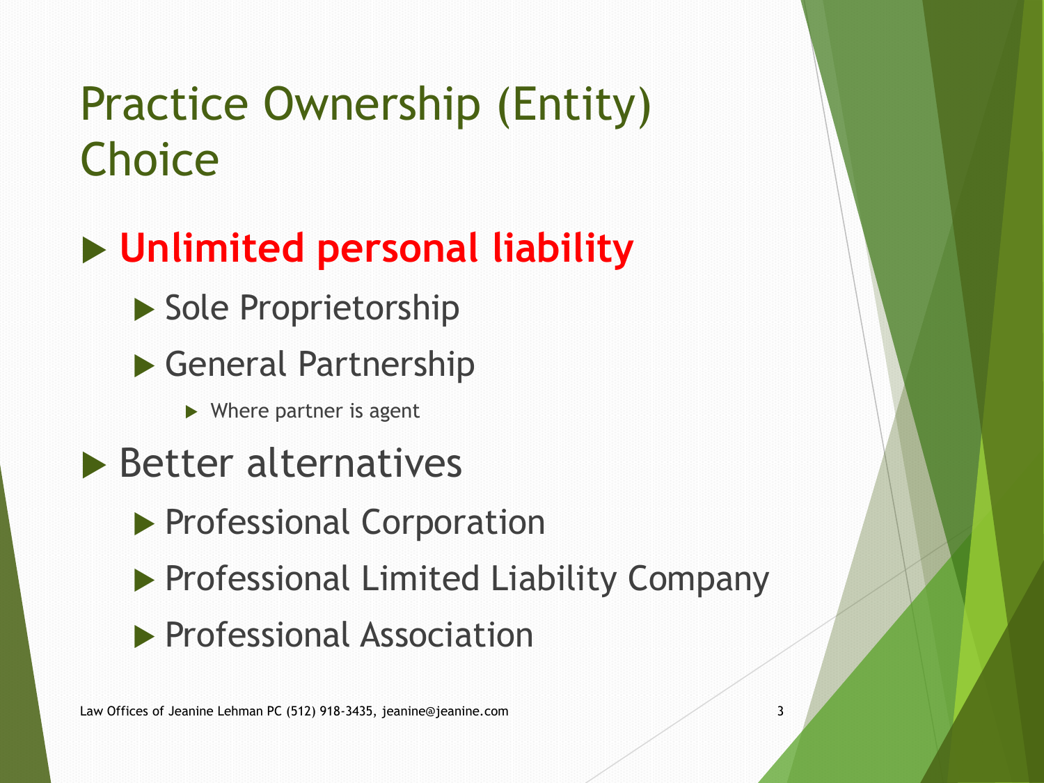# Practice Ownership (Entity) Choice

- **Unlimited personal liability**
  - Sole Proprietorship
  - General Partnership
    - Where partner is agent
- Better alternatives
  - Professional Corporation
  - Professional Limited Liability Company
  - Professional Association

Law Offices of Jeanine Lehman PC (512) 918-3435, jeanine@jeanine.com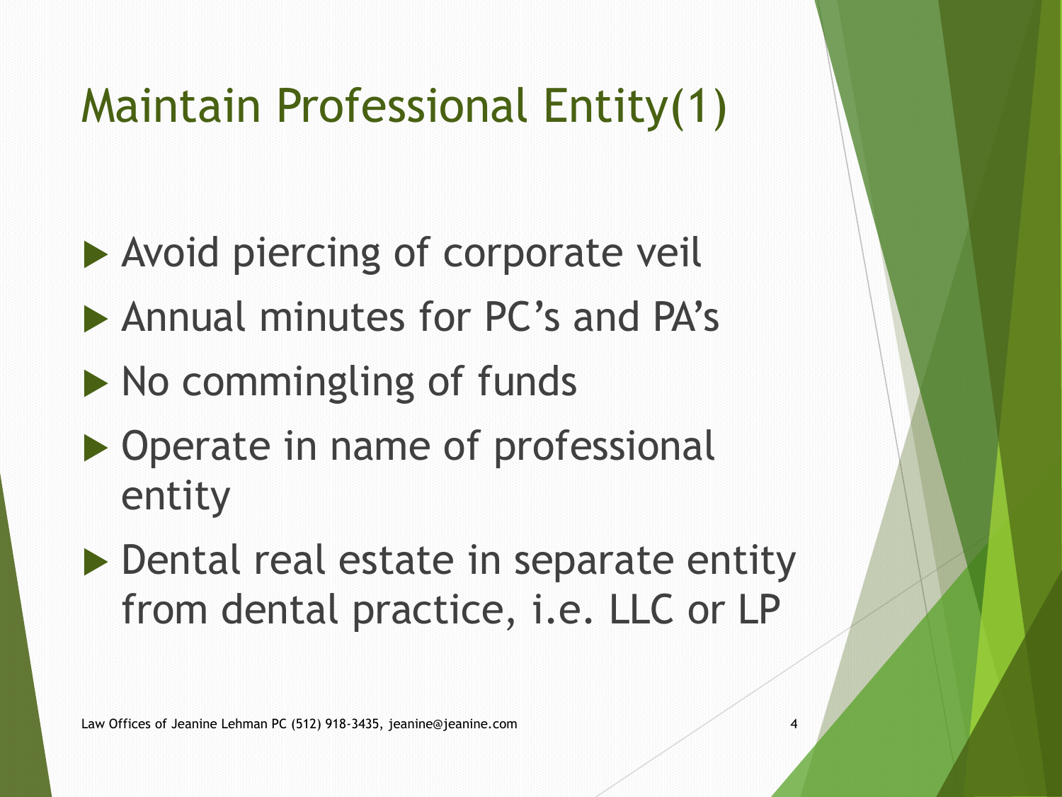# Maintain Professional Entity(1)

- Avoid piercing of corporate veil
- Annual minutes for PC's and PA's
- No commingling of funds
- Operate in name of professional entity
- Dental real estate in separate entity from dental practice, i.e. LLC or LP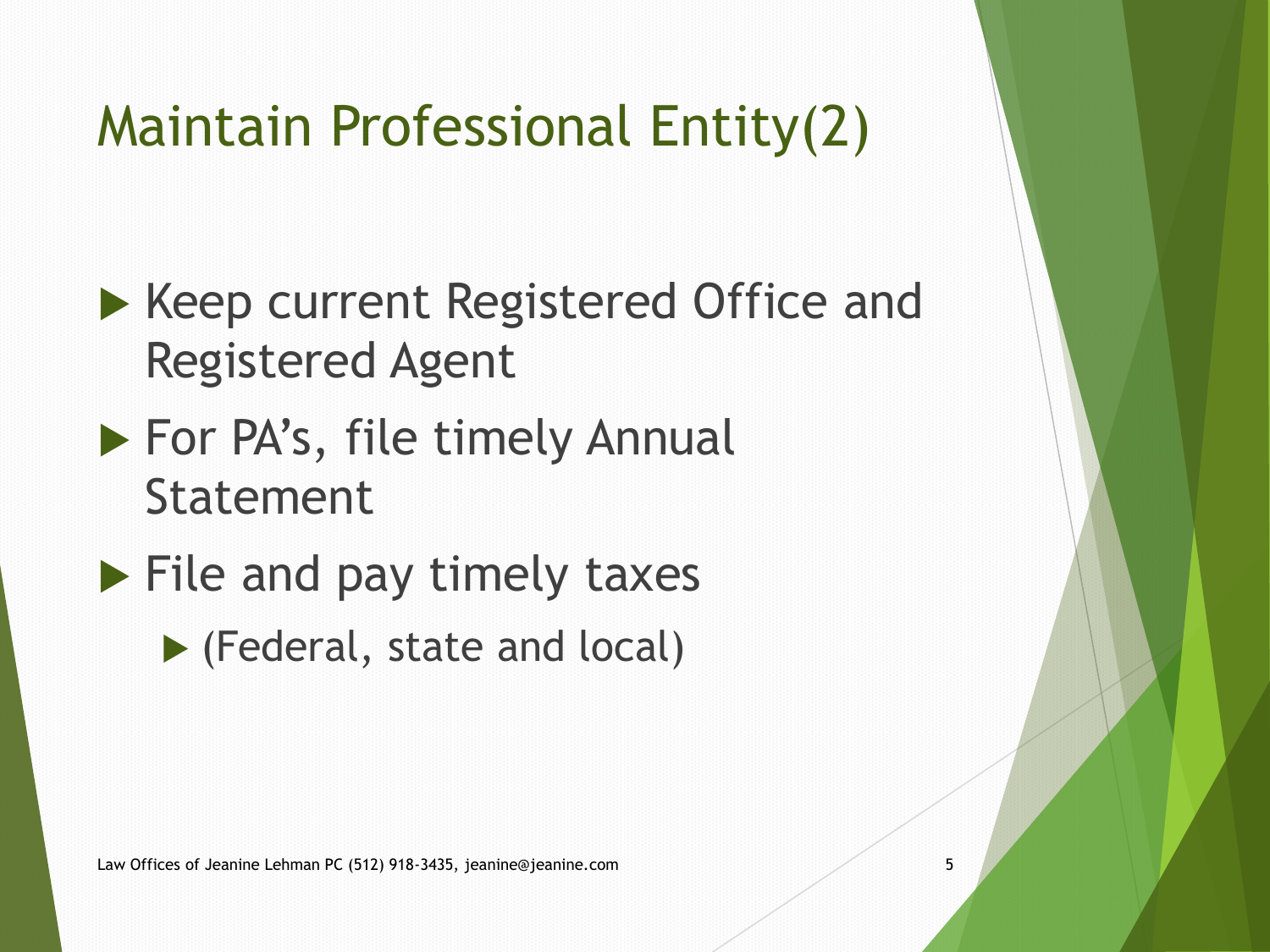# Maintain Professional Entity(2)

- Keep current Registered Office and Registered Agent
- For PA's, file timely Annual Statement
- File and pay timely taxes
  - (Federal, state and local)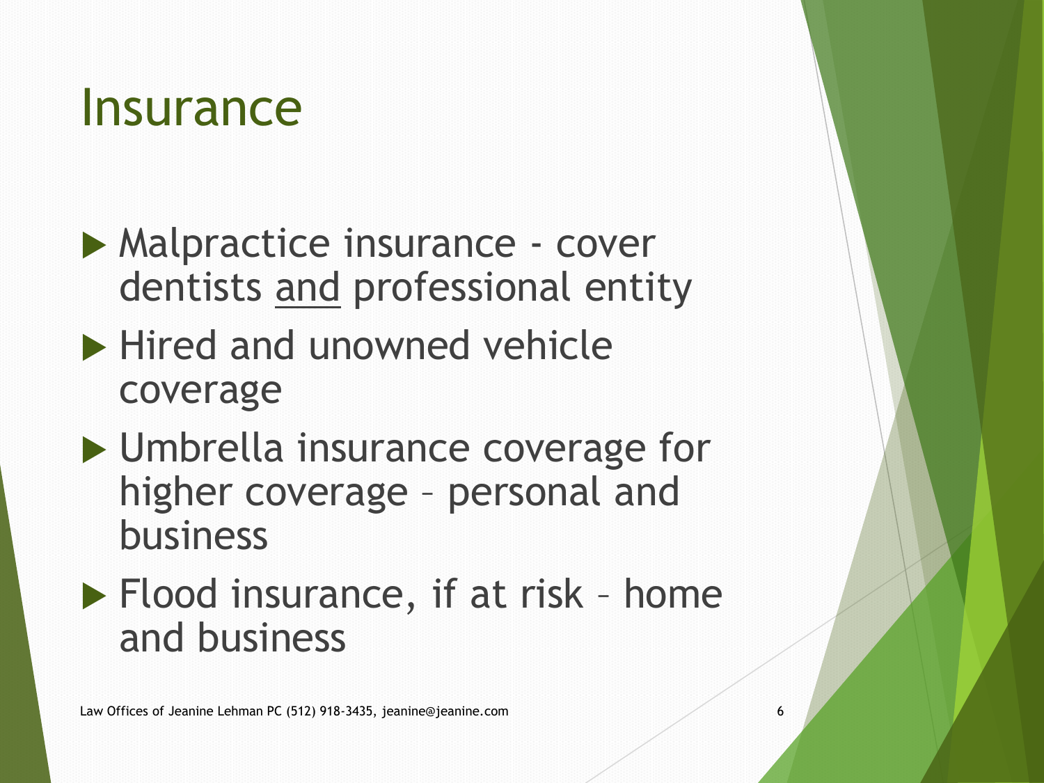# Insurance

- Malpractice insurance - cover dentists <u>and</u> professional entity
- Hired and unowned vehicle coverage
- Umbrella insurance coverage for higher coverage – personal and business
- Flood insurance, if at risk – home and business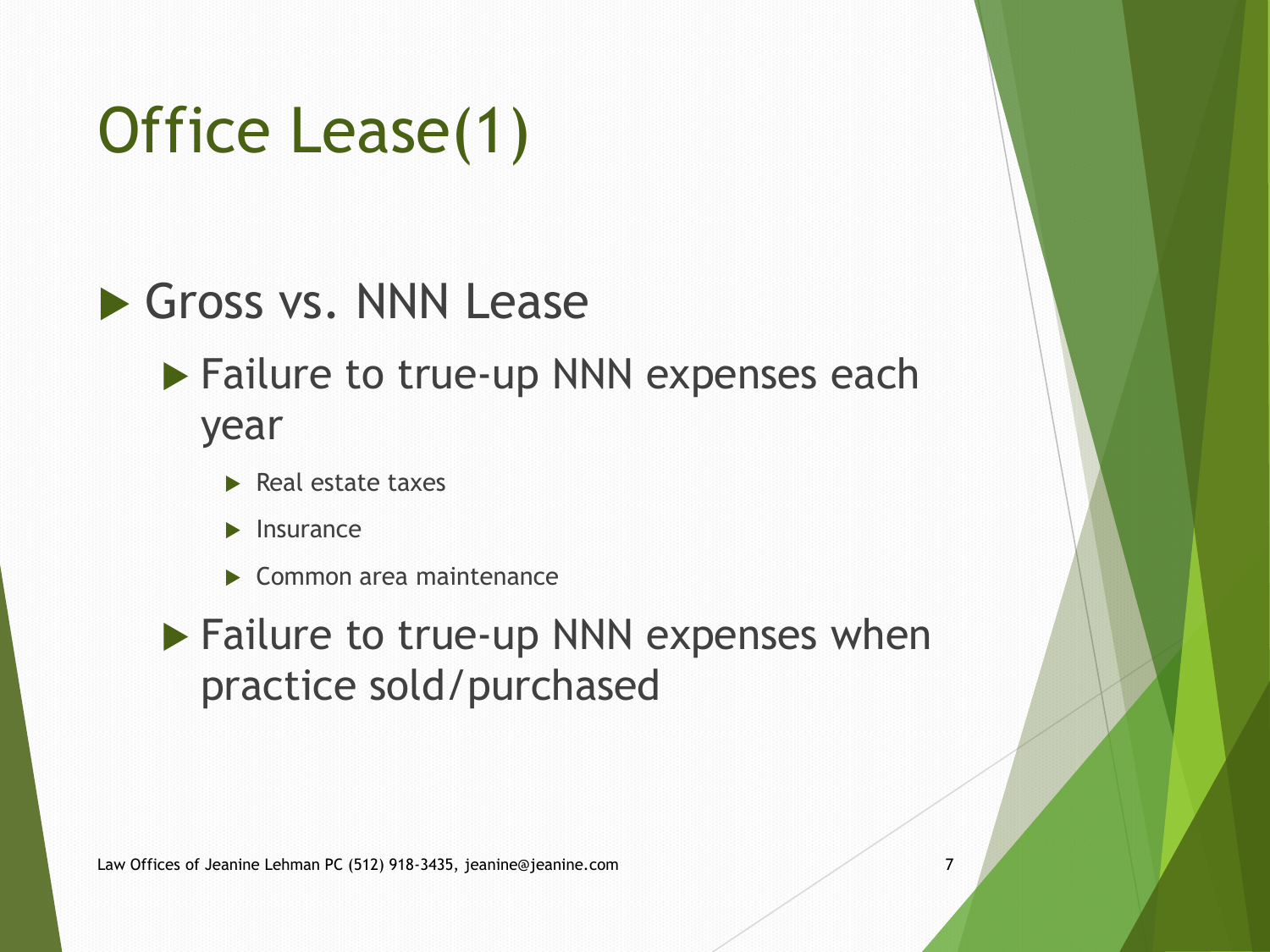# Office Lease(1)

- Gross vs. NNN Lease
  - Failure to true-up NNN expenses each year
    - Real estate taxes
    - Insurance
    - Common area maintenance
  - Failure to true-up NNN expenses when practice sold/purchased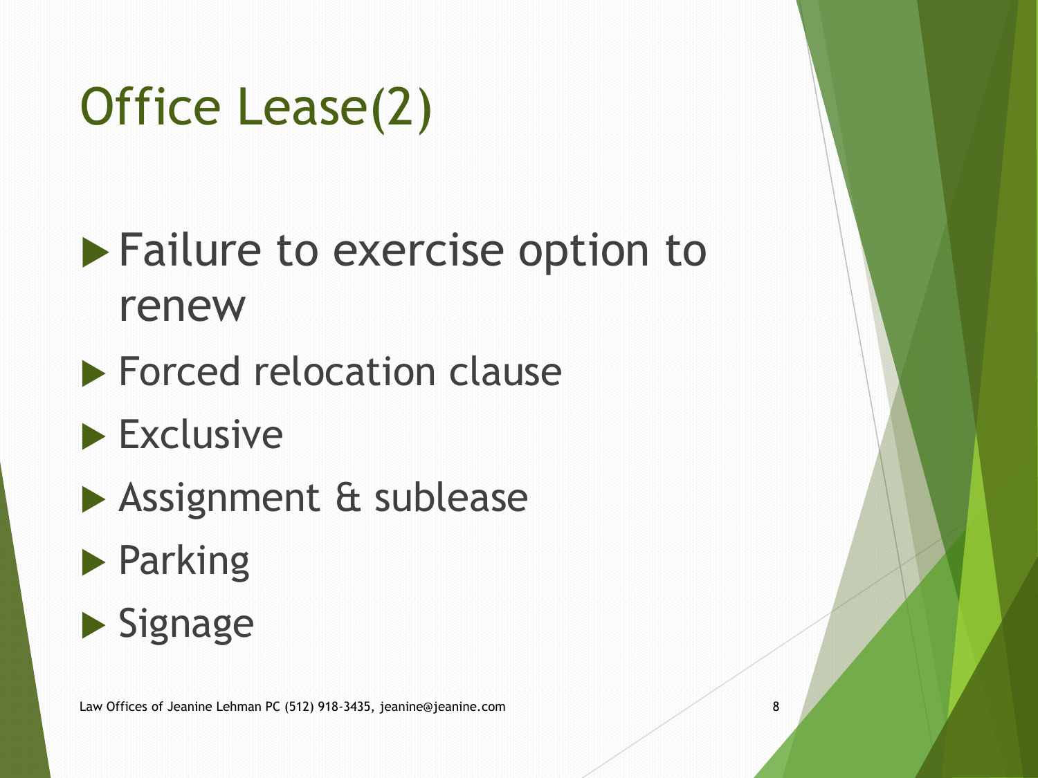# Office Lease(2)

- Failure to exercise option to renew
- Forced relocation clause
- Exclusive
- Assignment & sublease
- Parking
- Signage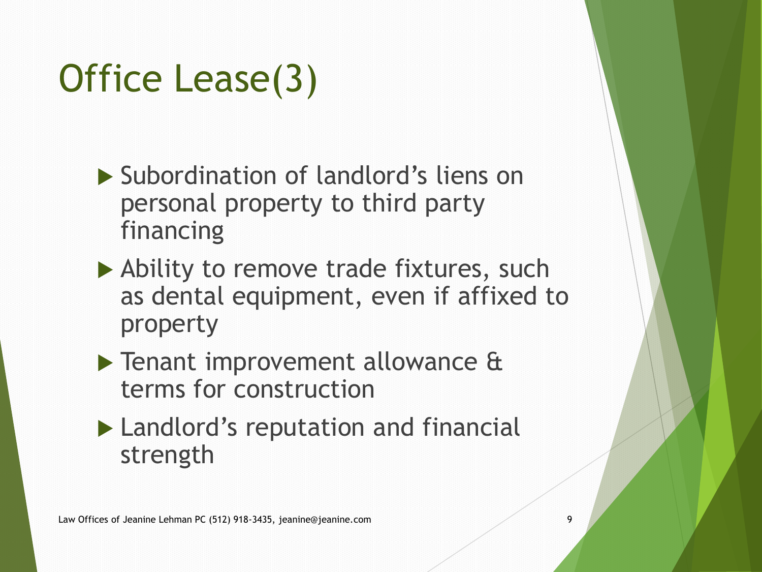# Office Lease(3)

- Subordination of landlord's liens on personal property to third party financing
- Ability to remove trade fixtures, such as dental equipment, even if affixed to property
- Tenant improvement allowance & terms for construction
- Landlord's reputation and financial strength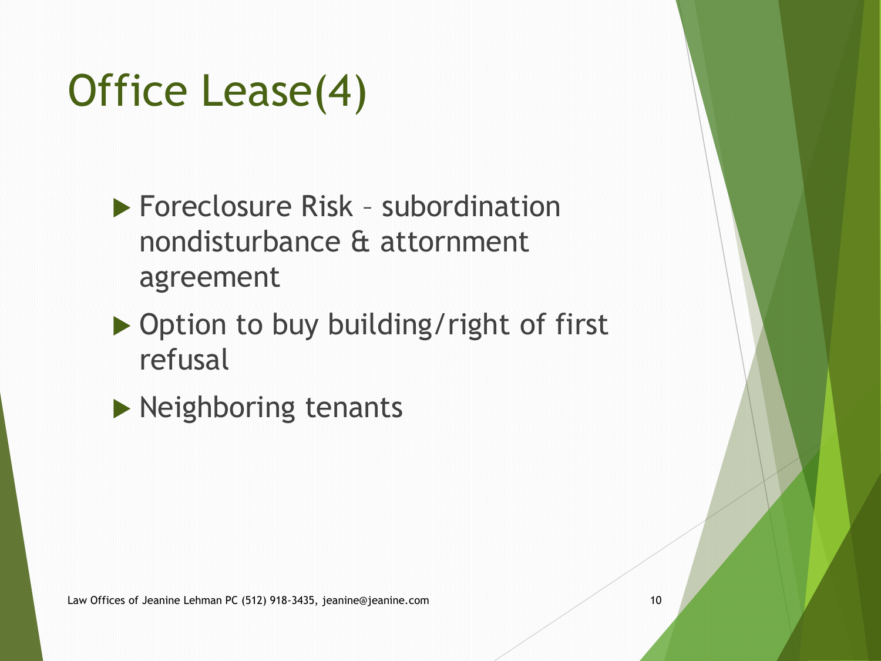# Office Lease(4)

- Foreclosure Risk – subordination nondisturbance & attornment agreement
- Option to buy building/right of first refusal
- Neighboring tenants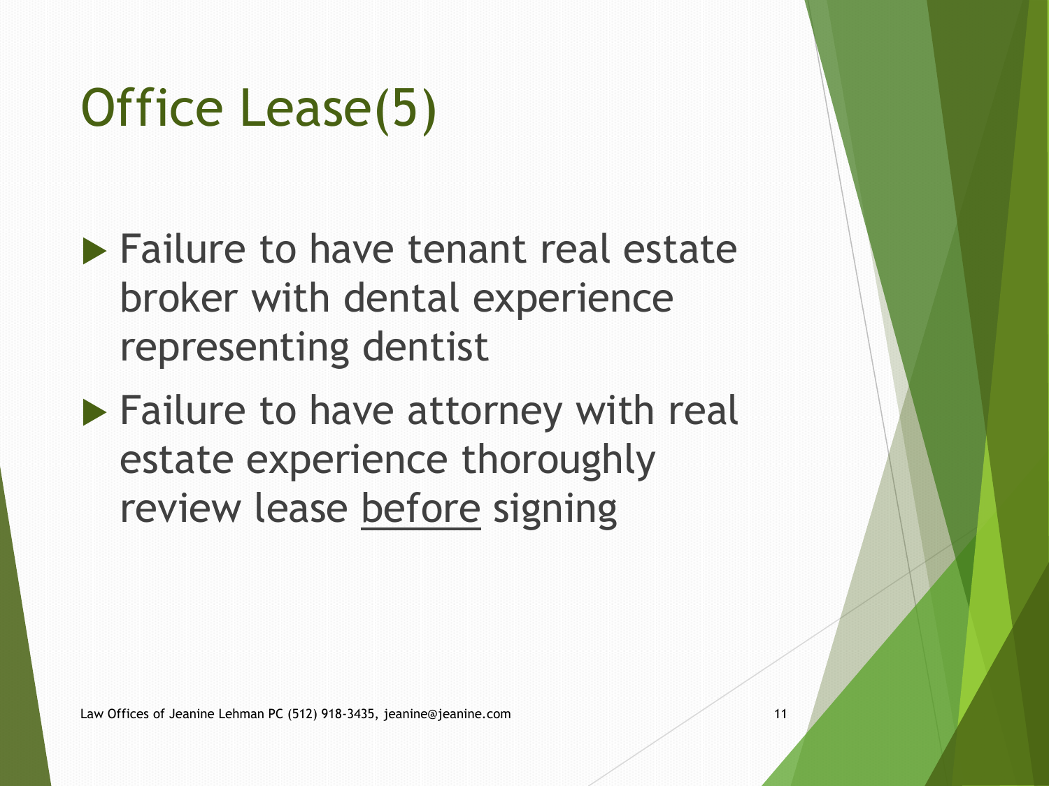# Office Lease(5)

- Failure to have tenant real estate broker with dental experience representing dentist
- Failure to have attorney with real estate experience thoroughly review lease before signing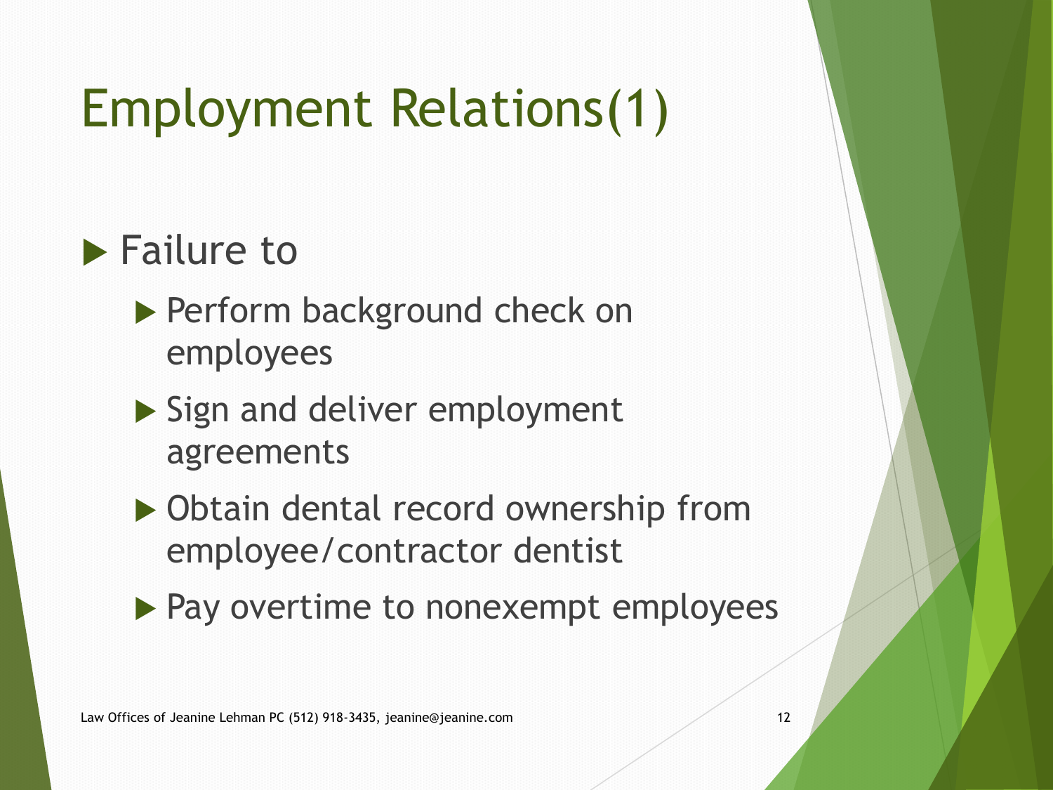# Employment Relations(1)

- Failure to
  - Perform background check on employees
  - Sign and deliver employment agreements
  - Obtain dental record ownership from employee/contractor dentist
  - Pay overtime to nonexempt employees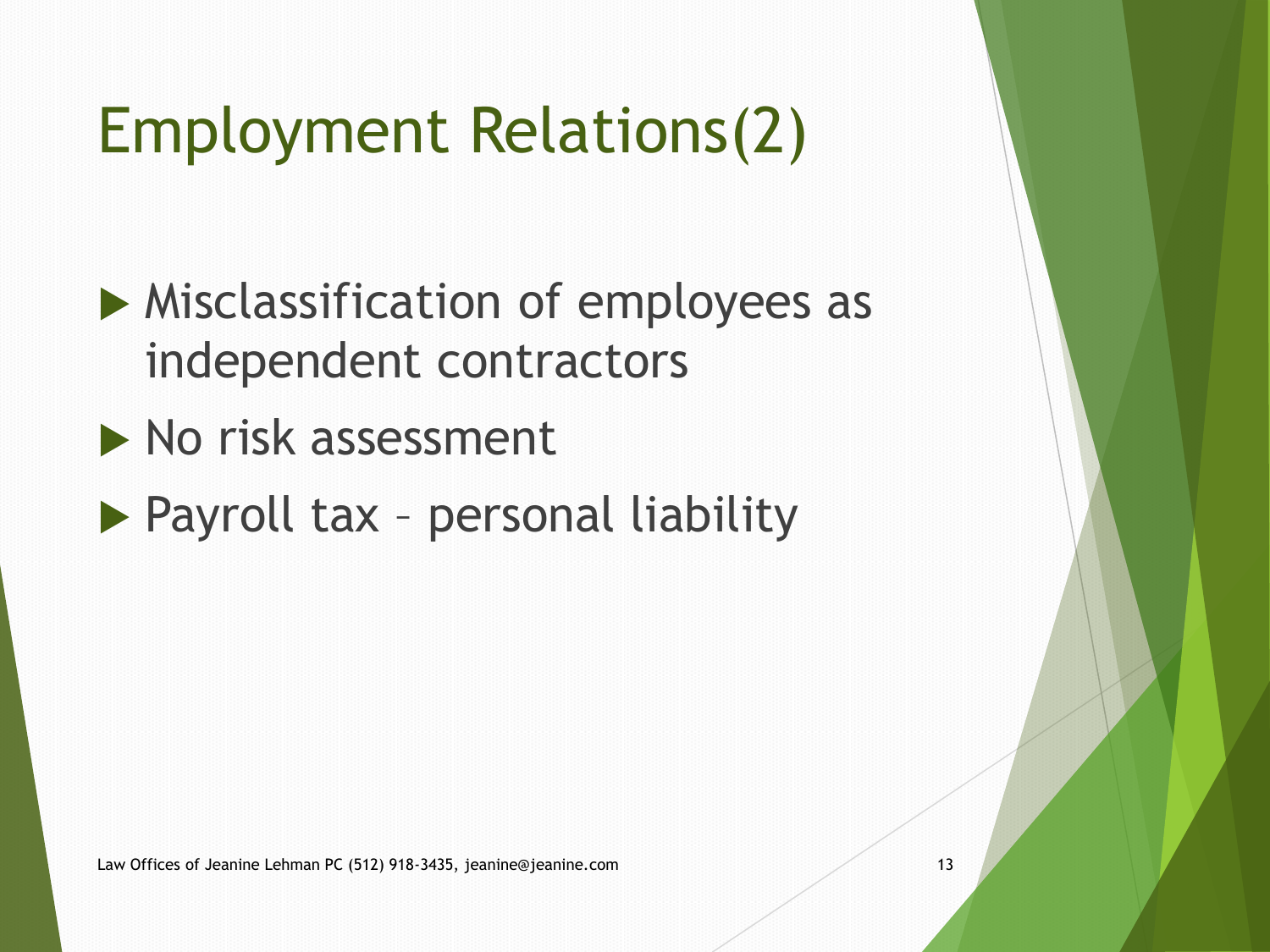# Employment Relations(2)

- Misclassification of employees as independent contractors
- No risk assessment
- Payroll tax – personal liability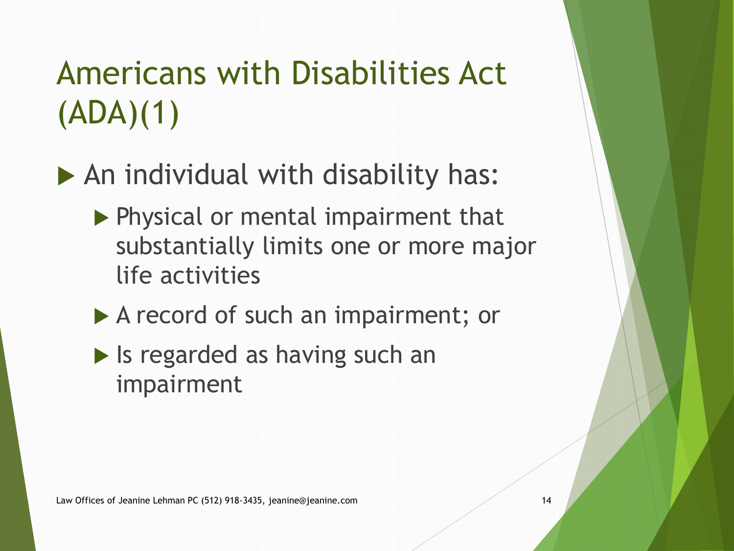# Americans with Disabilities Act (ADA)(1)

- An individual with disability has:
  - Physical or mental impairment that substantially limits one or more major life activities
  - A record of such an impairment; or
  - Is regarded as having such an impairment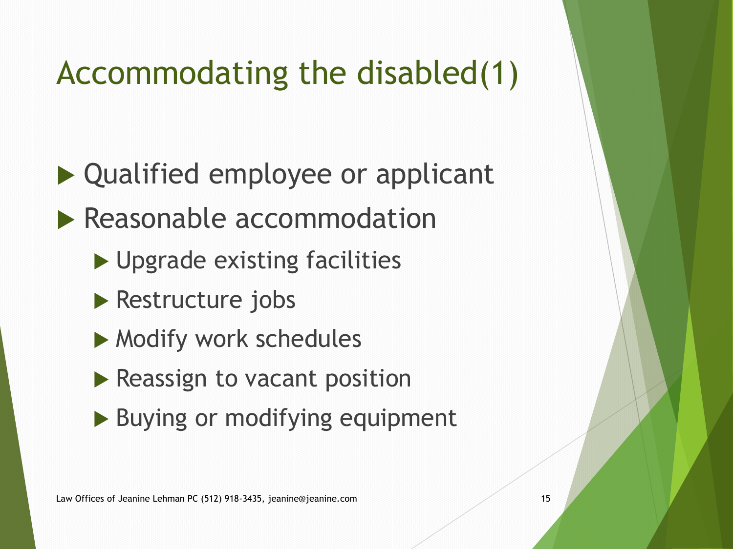# Accommodating the disabled(1)

- Qualified employee or applicant
- Reasonable accommodation
  - Upgrade existing facilities
  - Restructure jobs
  - Modify work schedules
  - Reassign to vacant position
  - Buying or modifying equipment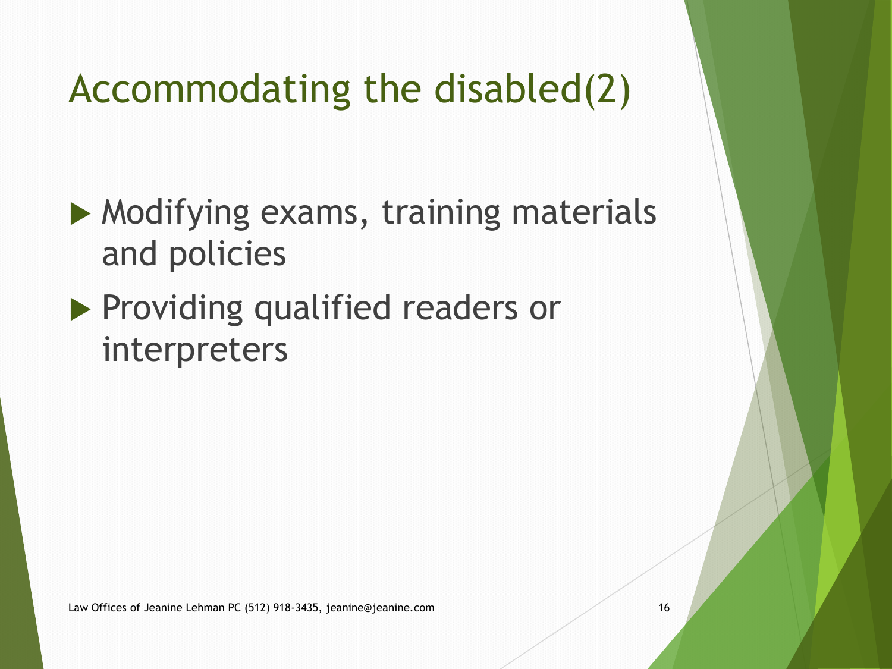# Accommodating the disabled(2)

- Modifying exams, training materials and policies
- Providing qualified readers or interpreters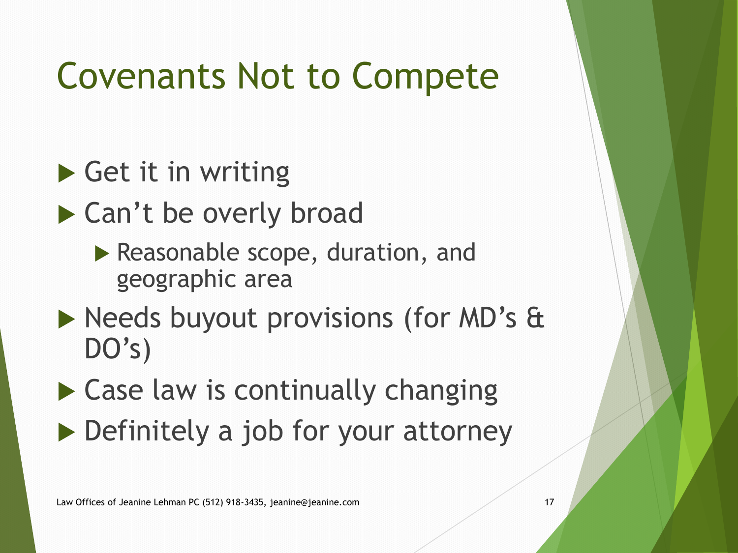# Covenants Not to Compete

- Get it in writing
- Can't be overly broad
  - Reasonable scope, duration, and geographic area
- Needs buyout provisions (for MD's & DO's)
- Case law is continually changing
- Definitely a job for your attorney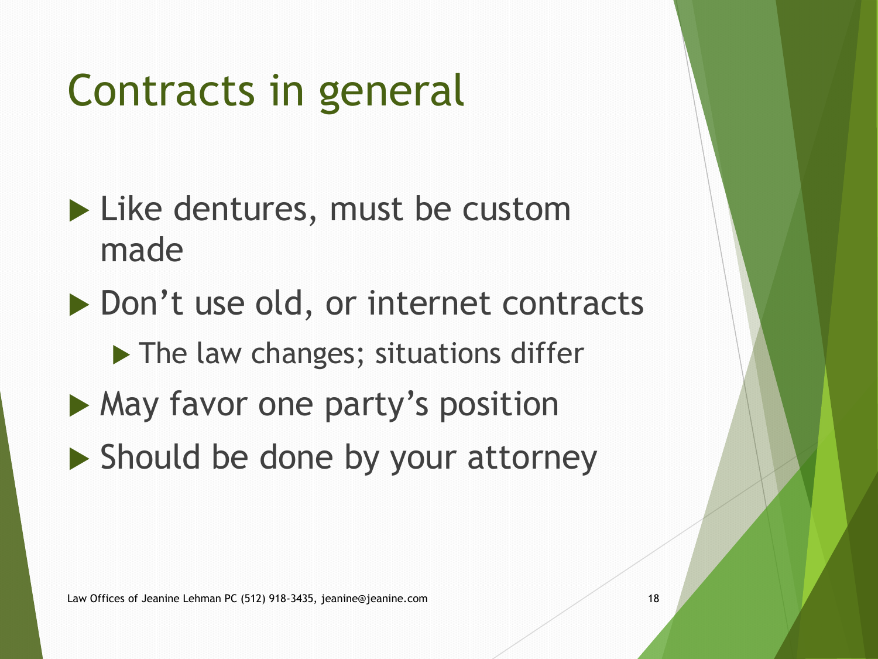# Contracts in general

- Like dentures, must be custom made
- Don’t use old, or internet contracts
  - The law changes; situations differ
- May favor one party’s position
- Should be done by your attorney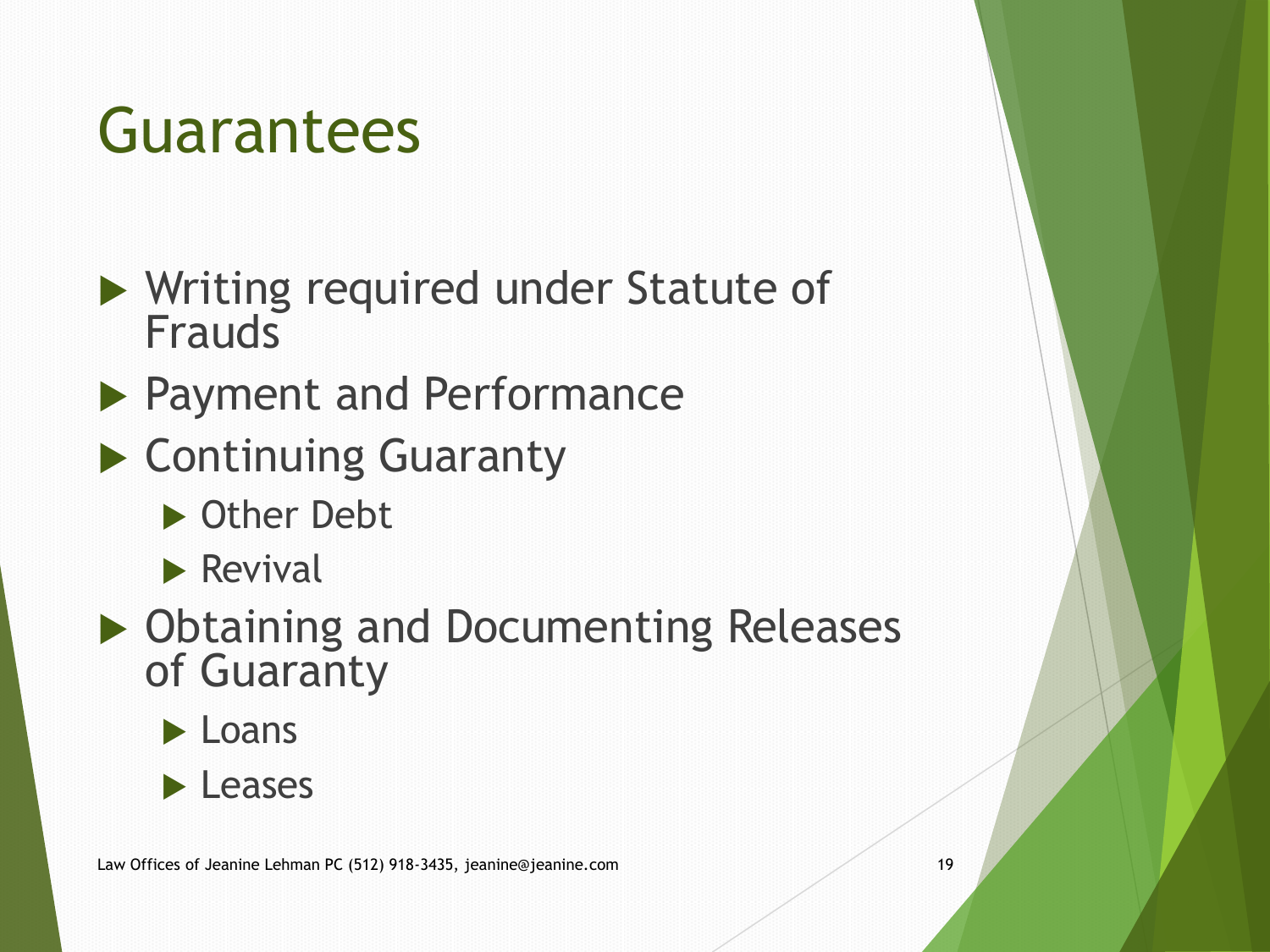# Guarantees

- Writing required under Statute of Frauds
- Payment and Performance
- Continuing Guaranty
  - Other Debt
  - Revival
- Obtaining and Documenting Releases of Guaranty
  - Loans
  - Leases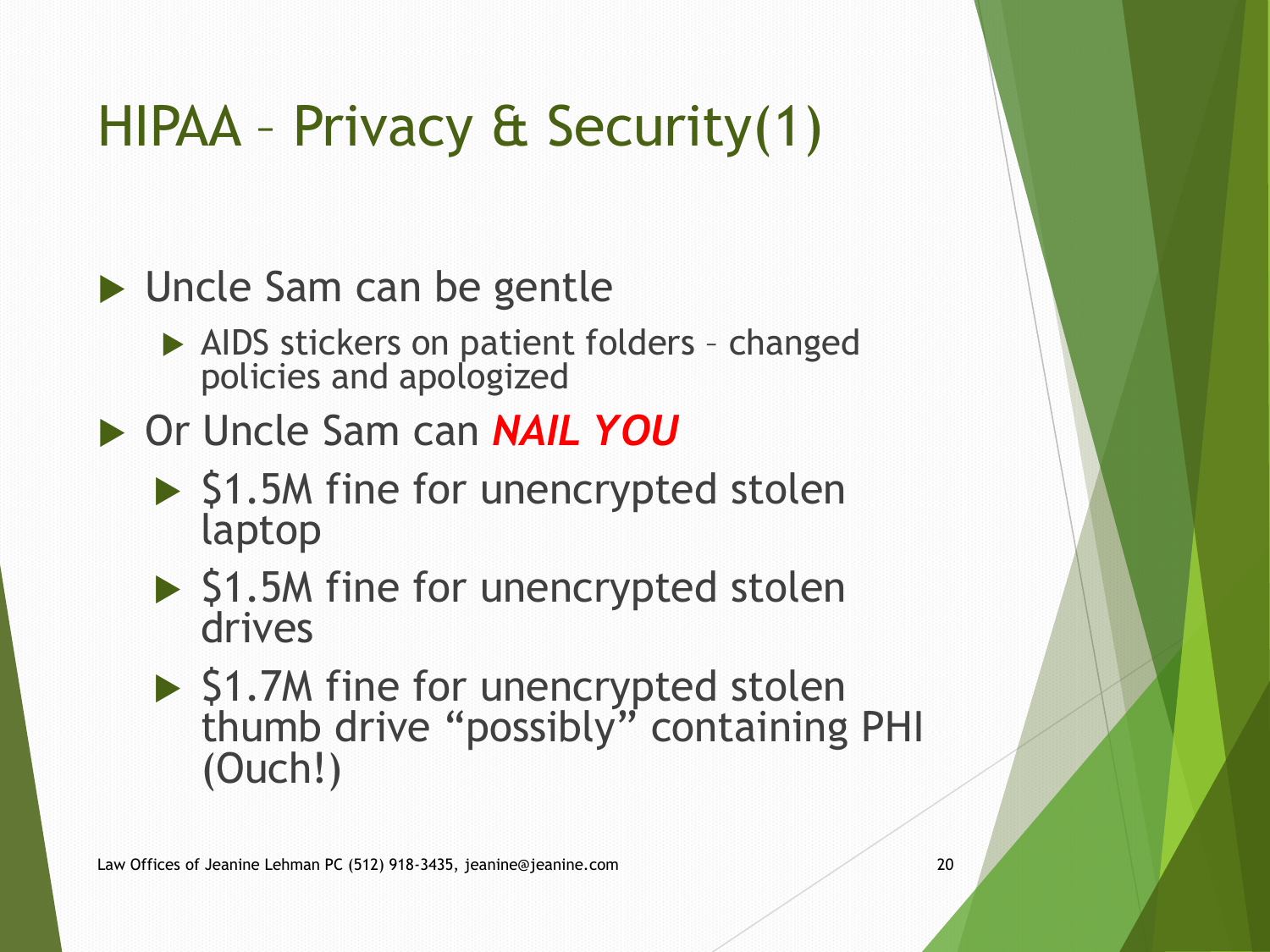# HIPAA – Privacy & Security(1)

- Uncle Sam can be gentle
  - AIDS stickers on patient folders – changed policies and apologized
- Or Uncle Sam can ***NAIL YOU***
  - $1.5M fine for unencrypted stolen laptop
  - $1.5M fine for unencrypted stolen drives
  - $1.7M fine for unencrypted stolen thumb drive “possibly” containing PHI (Ouch!)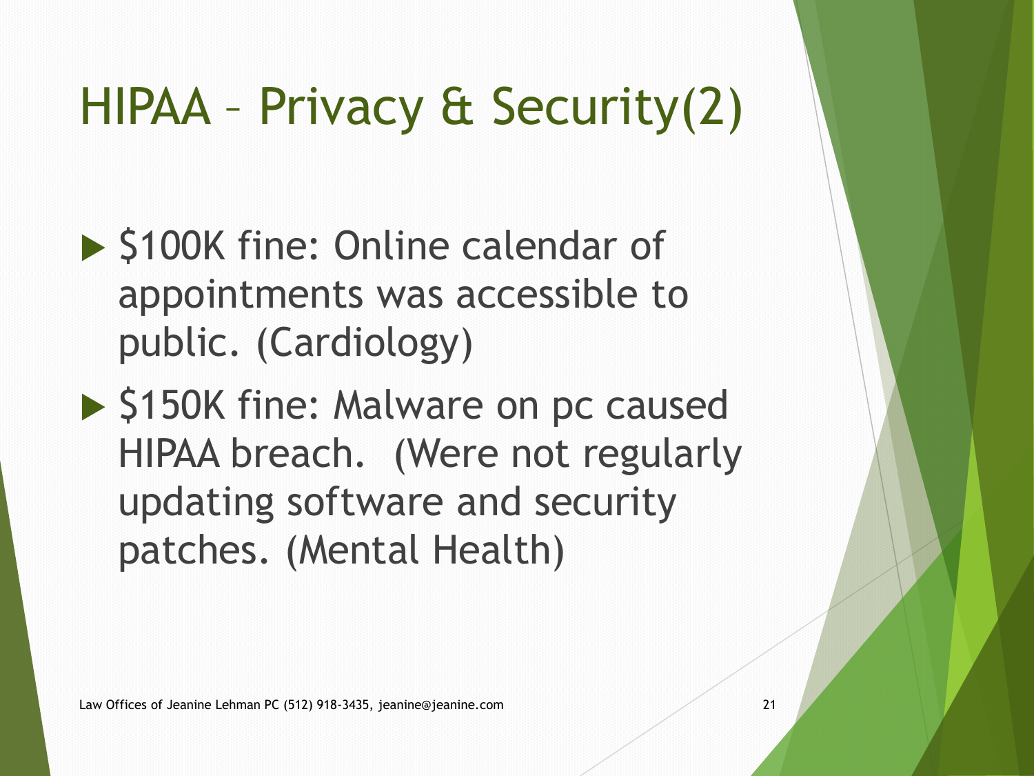# HIPAA – Privacy & Security(2)

- $100K fine: Online calendar of appointments was accessible to public. (Cardiology)
- $150K fine: Malware on pc caused HIPAA breach. (Were not regularly updating software and security patches. (Mental Health)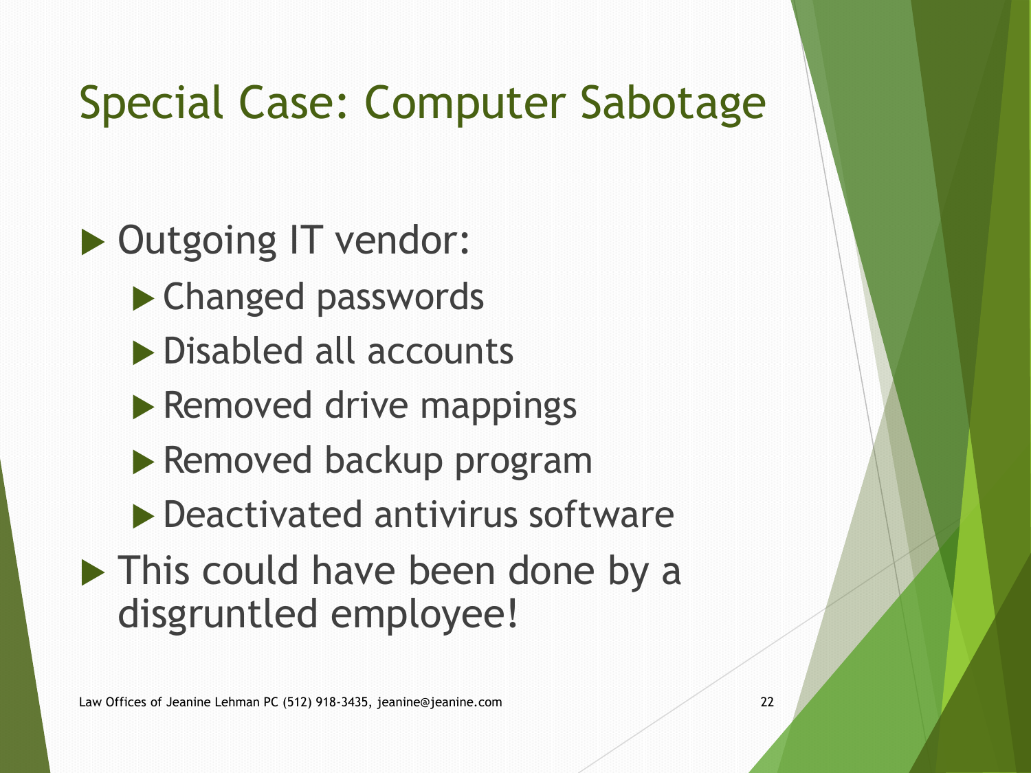# Special Case: Computer Sabotage

- Outgoing IT vendor:
  - Changed passwords
  - Disabled all accounts
  - Removed drive mappings
  - Removed backup program
  - Deactivated antivirus software
- This could have been done by a disgruntled employee!

Law Offices of Jeanine Lehman PC (512) 918-3435, jeanine@jeanine.com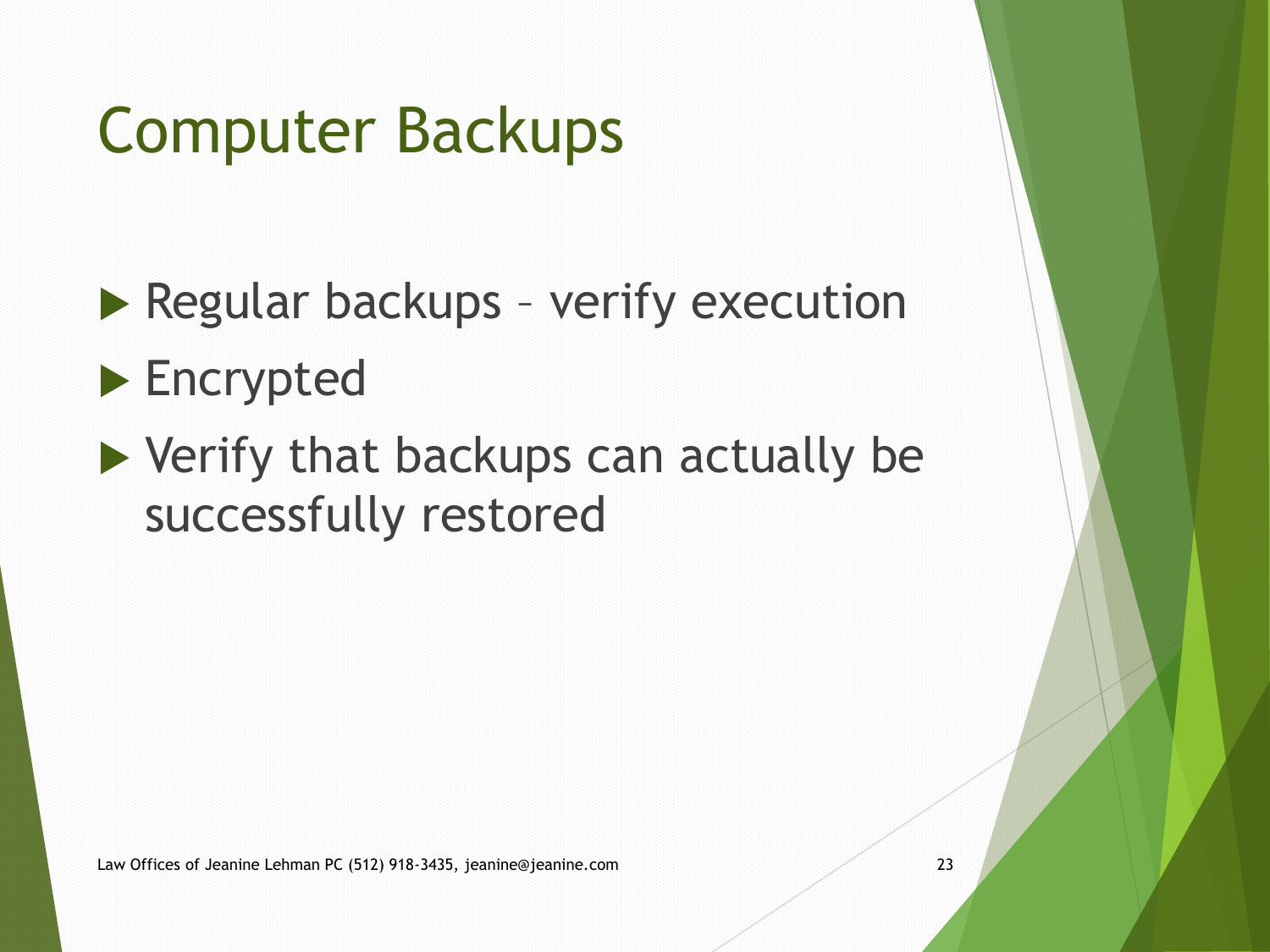# Computer Backups

- Regular backups – verify execution
- Encrypted
- Verify that backups can actually be successfully restored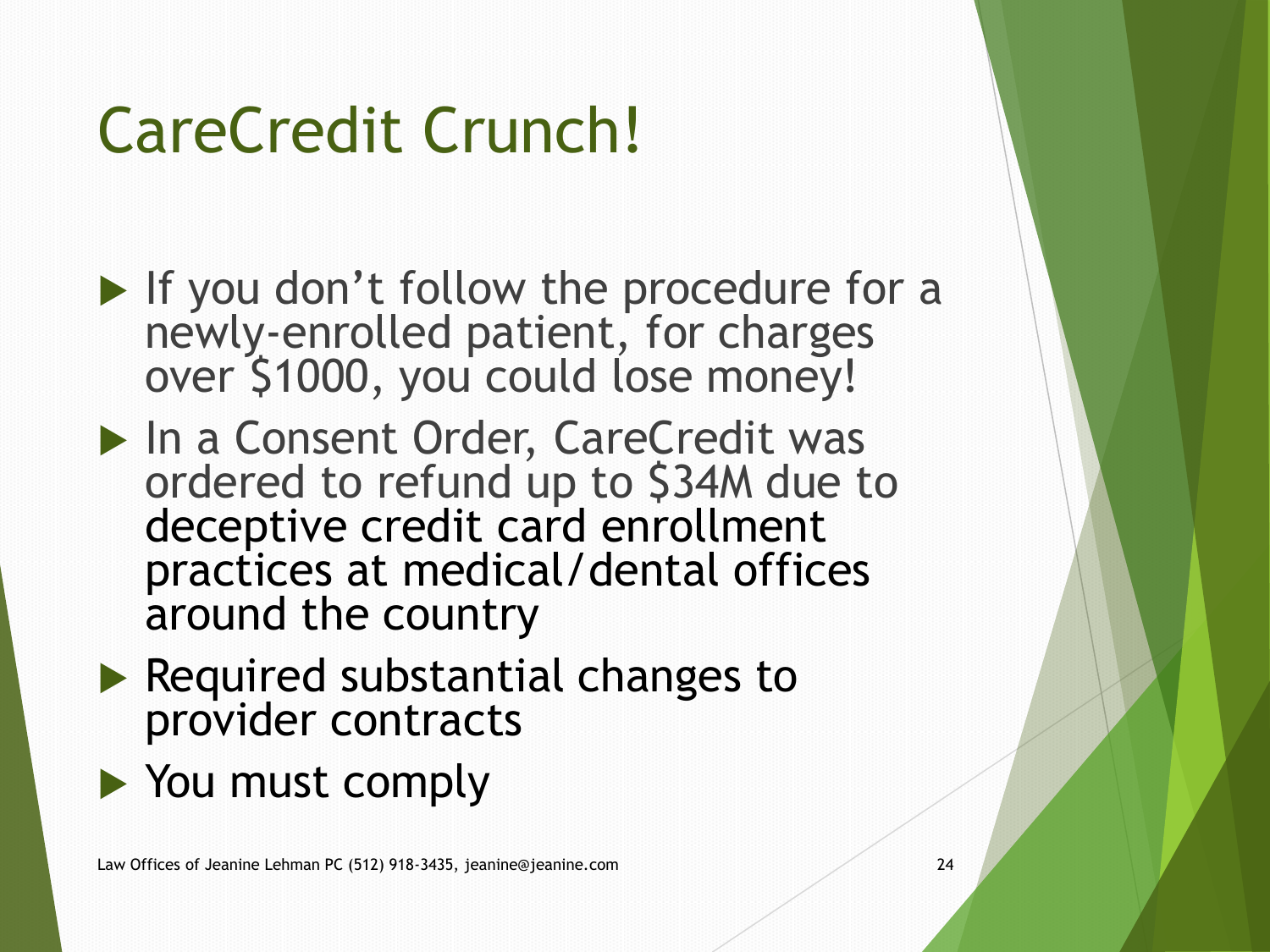# CareCredit Crunch!

- If you don’t follow the procedure for a newly-enrolled patient, for charges over $1000, you could lose money!
- In a Consent Order, CareCredit was ordered to refund up to $34M due to deceptive credit card enrollment practices at medical/dental offices around the country
- Required substantial changes to provider contracts
- You must comply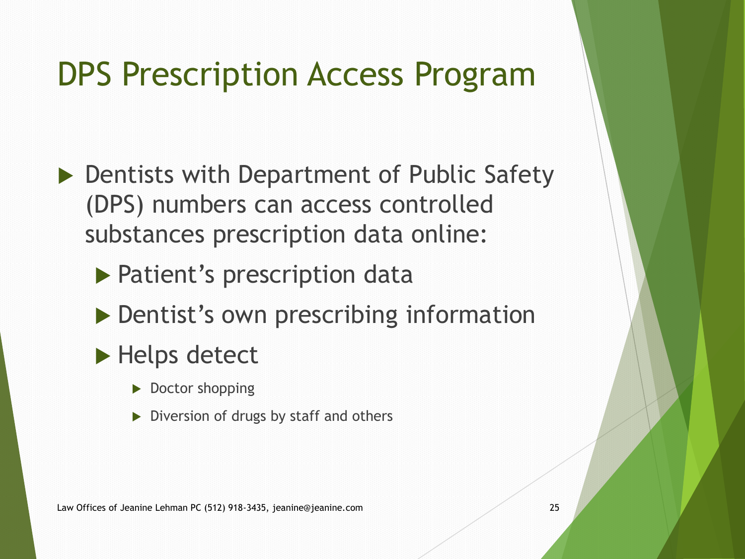# DPS Prescription Access Program

- Dentists with Department of Public Safety (DPS) numbers can access controlled substances prescription data online:
  - Patient's prescription data
  - Dentist's own prescribing information
  - Helps detect
    - Doctor shopping
    - Diversion of drugs by staff and others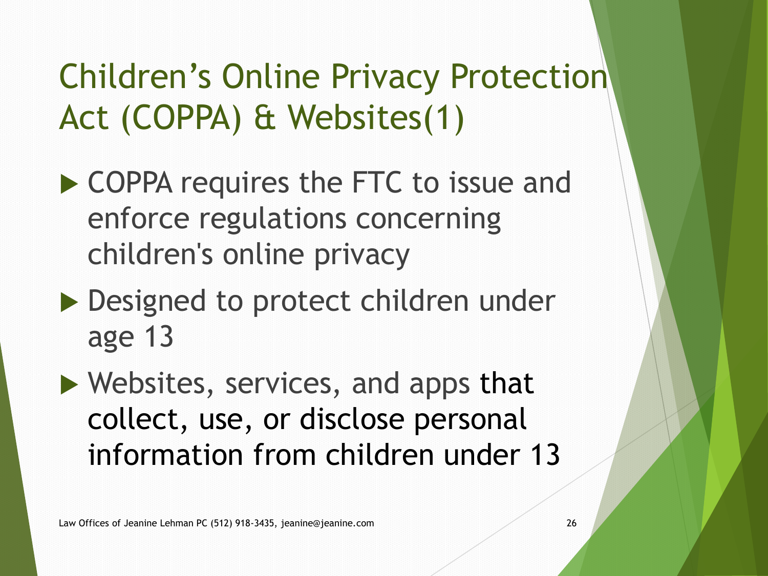# Children's Online Privacy Protection Act (COPPA) & Websites(1)

- COPPA requires the FTC to issue and enforce regulations concerning children's online privacy
- Designed to protect children under age 13
- Websites, services, and apps that collect, use, or disclose personal information from children under 13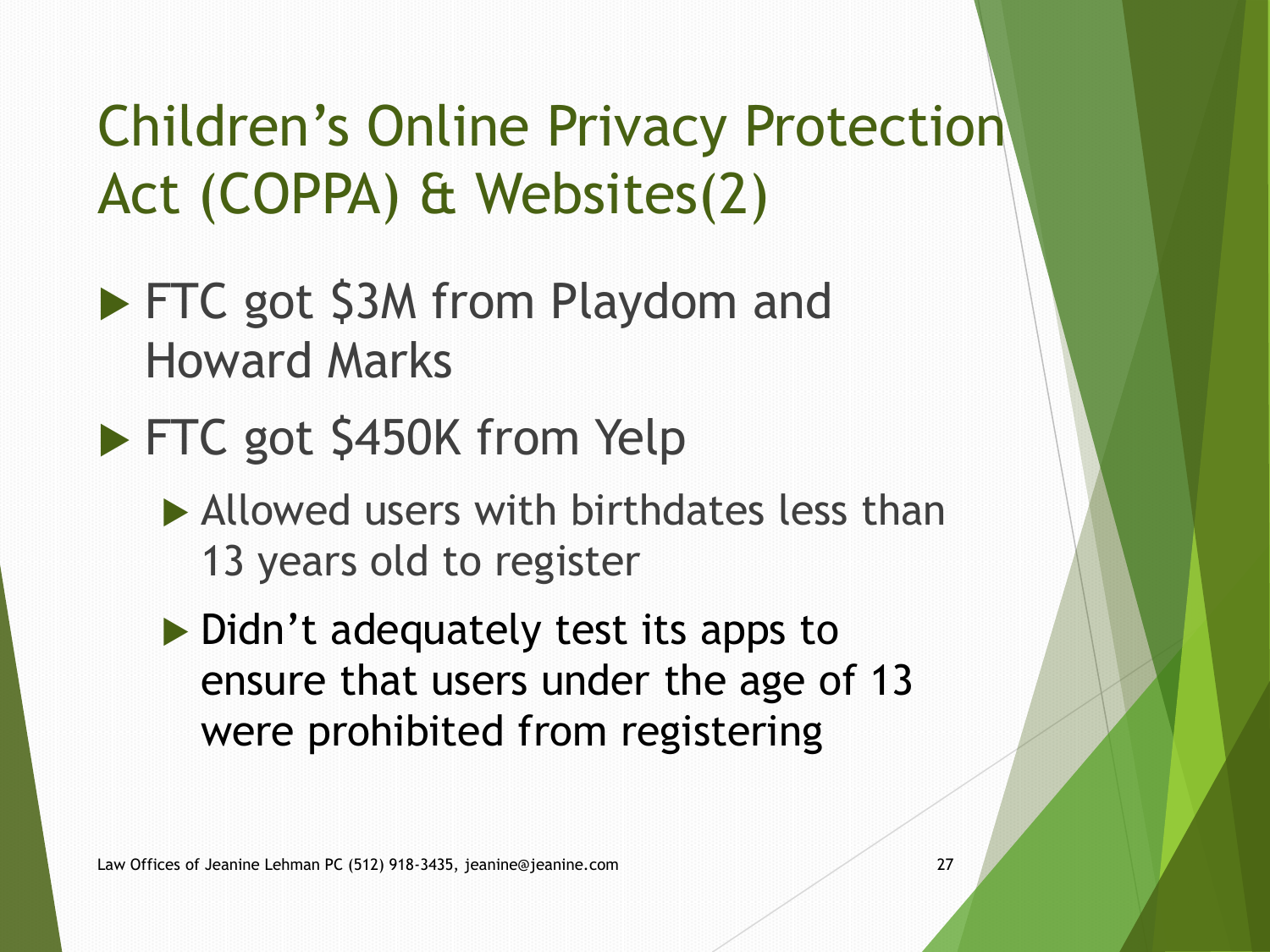# Children's Online Privacy Protection Act (COPPA) & Websites(2)

- FTC got $3M from Playdom and Howard Marks
- FTC got $450K from Yelp
  - Allowed users with birthdates less than 13 years old to register
  - Didn't adequately test its apps to ensure that users under the age of 13 were prohibited from registering

Law Offices of Jeanine Lehman PC (512) 918-3435, jeanine@jeanine.com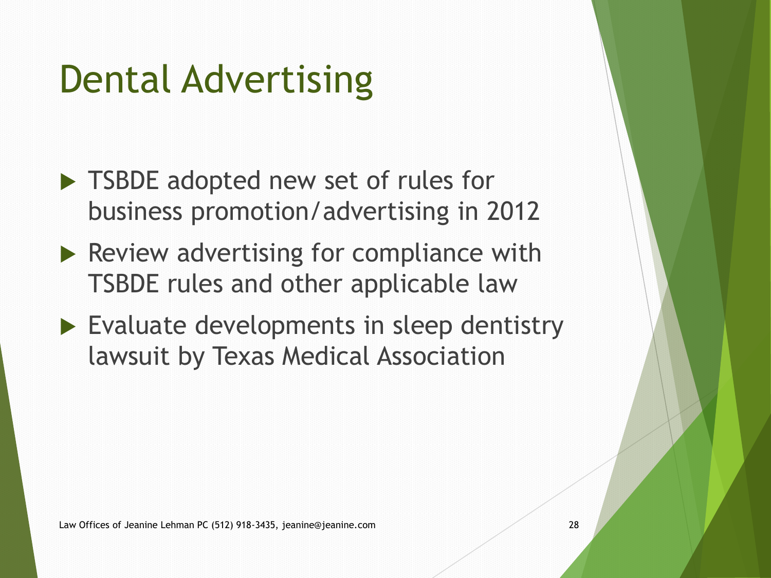# Dental Advertising

- TSBDE adopted new set of rules for business promotion/advertising in 2012
- Review advertising for compliance with TSBDE rules and other applicable law
- Evaluate developments in sleep dentistry lawsuit by Texas Medical Association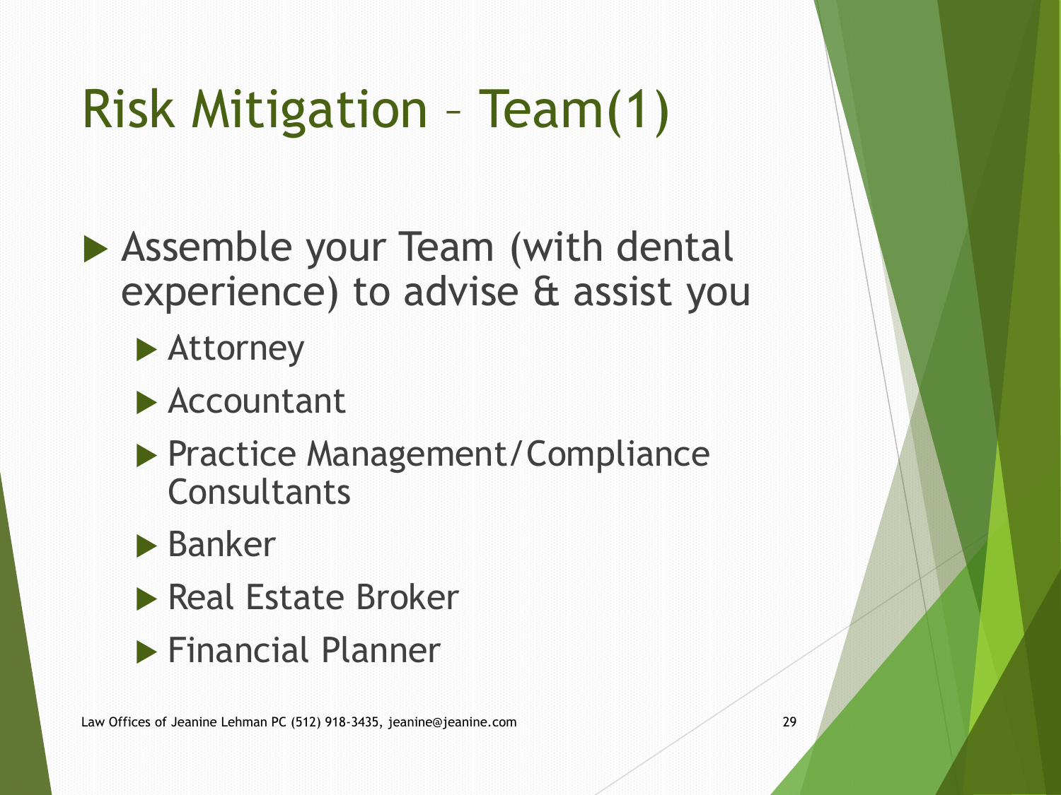# Risk Mitigation – Team(1)

- Assemble your Team (with dental experience) to advise & assist you
  - Attorney
  - Accountant
  - Practice Management/Compliance Consultants
  - Banker
  - Real Estate Broker
  - Financial Planner

Law Offices of Jeanine Lehman PC (512) 918-3435, jeanine@jeanine.com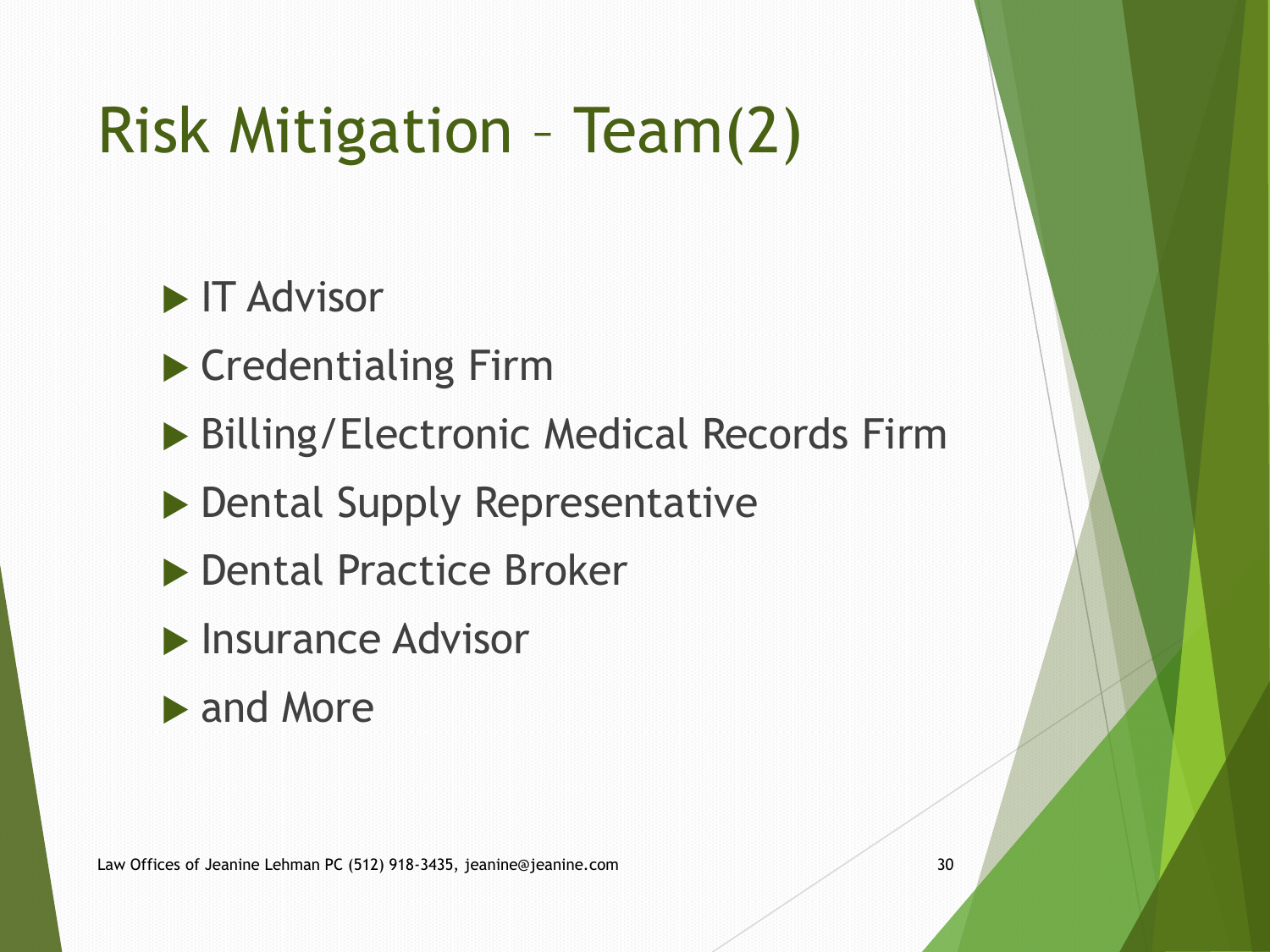# Risk Mitigation – Team(2)

- IT Advisor
- Credentialing Firm
- Billing/Electronic Medical Records Firm
- Dental Supply Representative
- Dental Practice Broker
- Insurance Advisor
- and More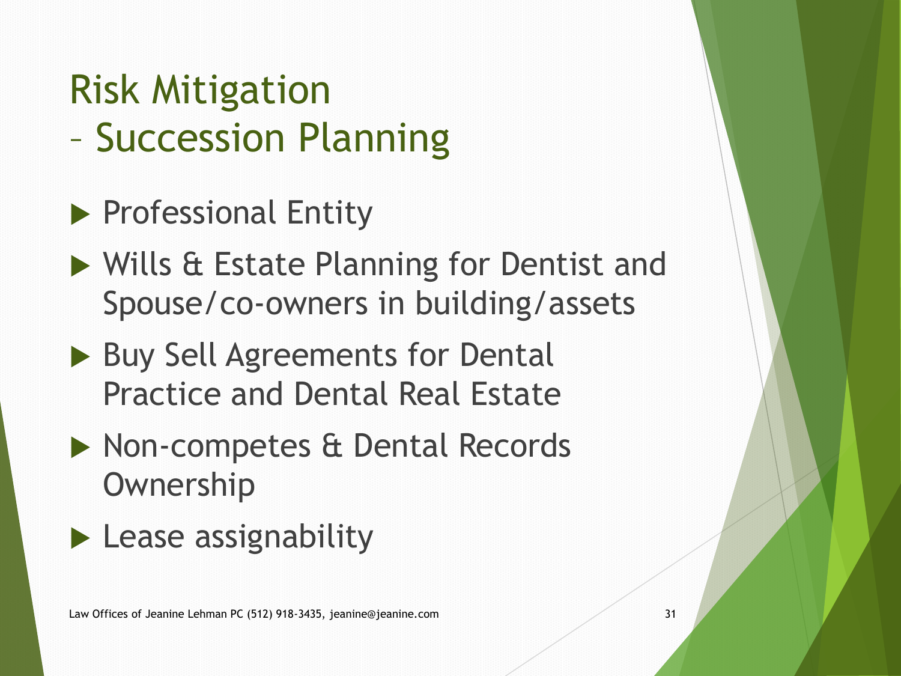# Risk Mitigation – Succession Planning

- Professional Entity
- Wills & Estate Planning for Dentist and Spouse/co-owners in building/assets
- Buy Sell Agreements for Dental Practice and Dental Real Estate
- Non-competes & Dental Records Ownership
- Lease assignability

Law Offices of Jeanine Lehman PC (512) 918-3435, jeanine@jeanine.com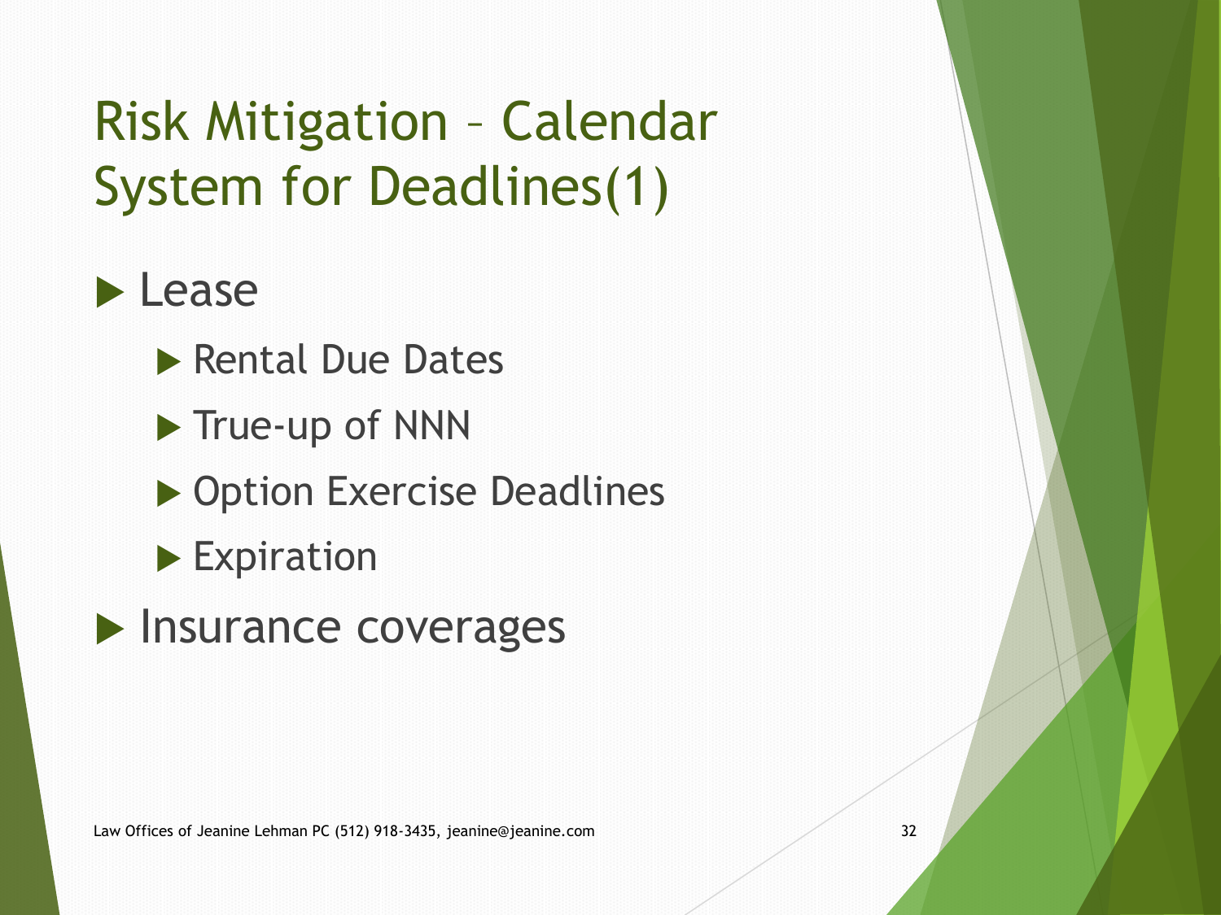# Risk Mitigation – Calendar System for Deadlines(1)

- Lease
  - Rental Due Dates
  - True-up of NNN
  - Option Exercise Deadlines
  - Expiration
- Insurance coverages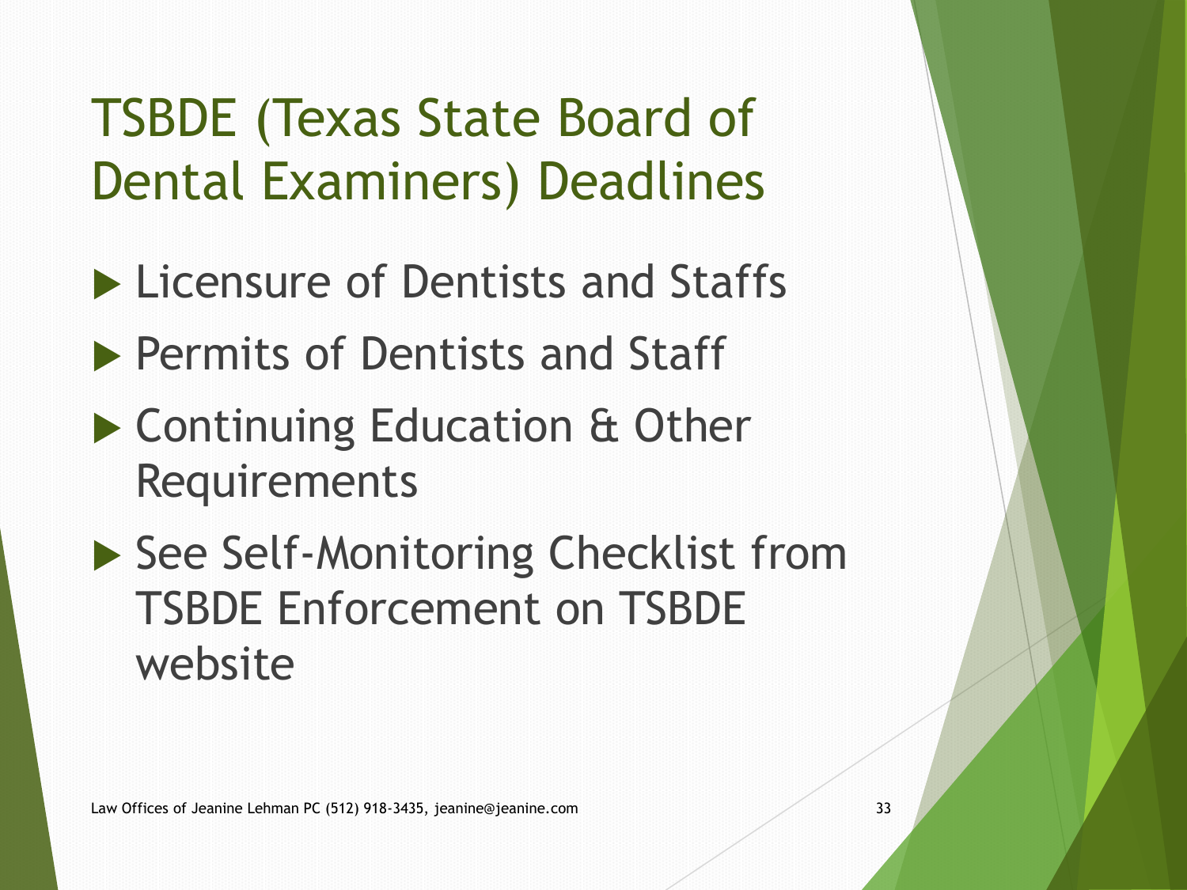# TSBDE (Texas State Board of Dental Examiners) Deadlines

- Licensure of Dentists and Staffs
- Permits of Dentists and Staff
- Continuing Education & Other Requirements
- See Self-Monitoring Checklist from TSBDE Enforcement on TSBDE website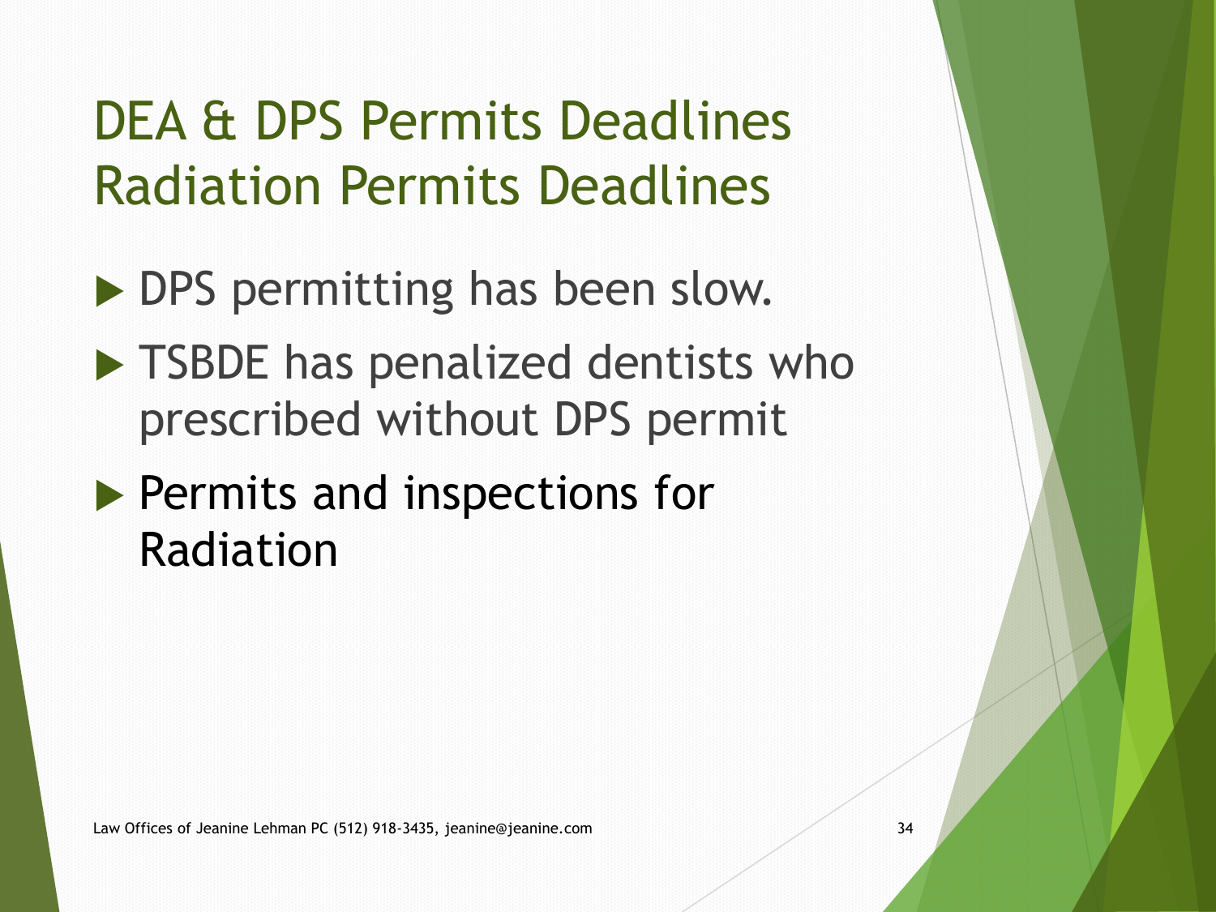# DEA & DPS Permits Deadlines
# Radiation Permits Deadlines

- DPS permitting has been slow.
- TSBDE has penalized dentists who prescribed without DPS permit
- Permits and inspections for Radiation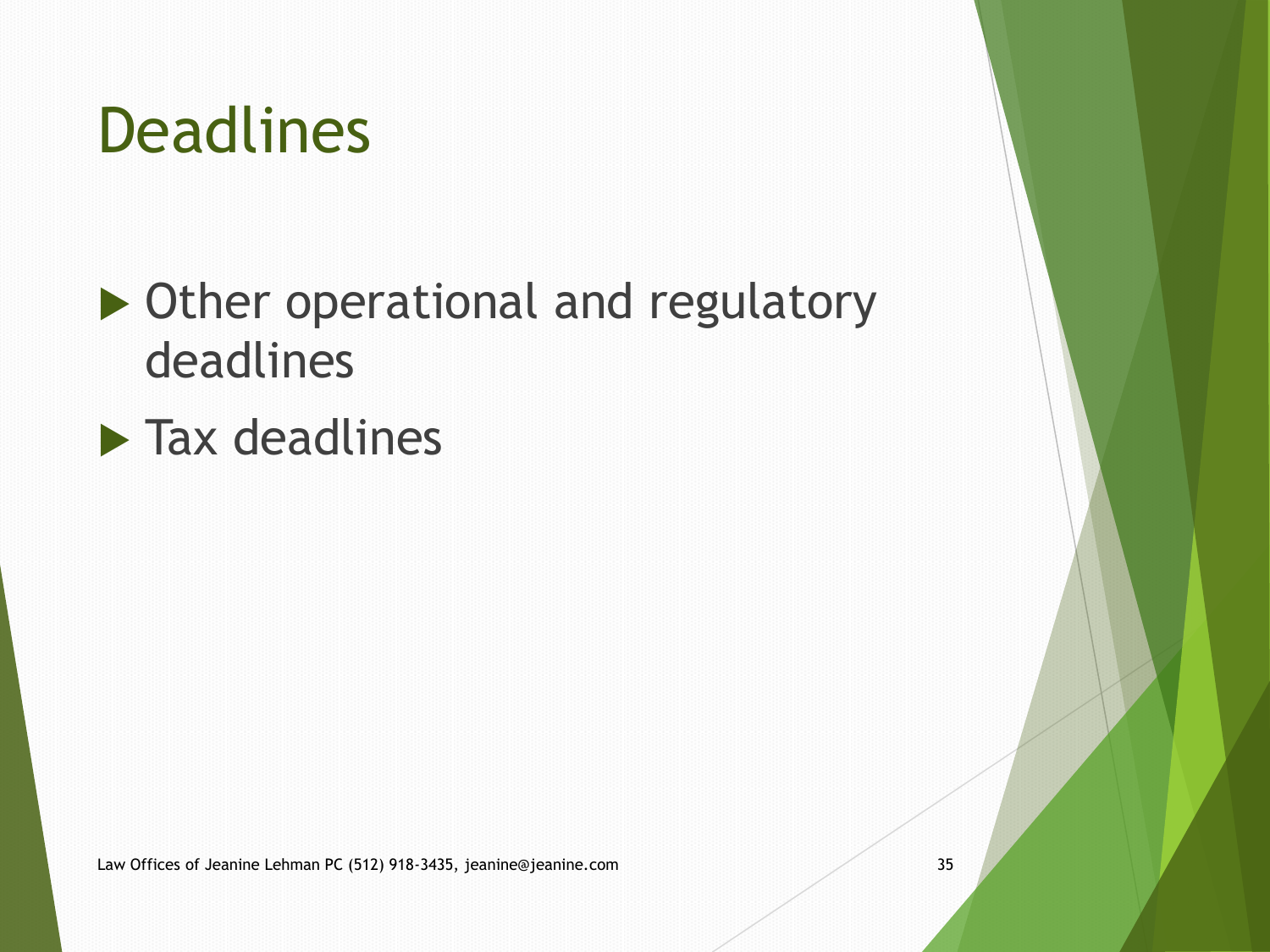# Deadlines

- Other operational and regulatory deadlines
- Tax deadlines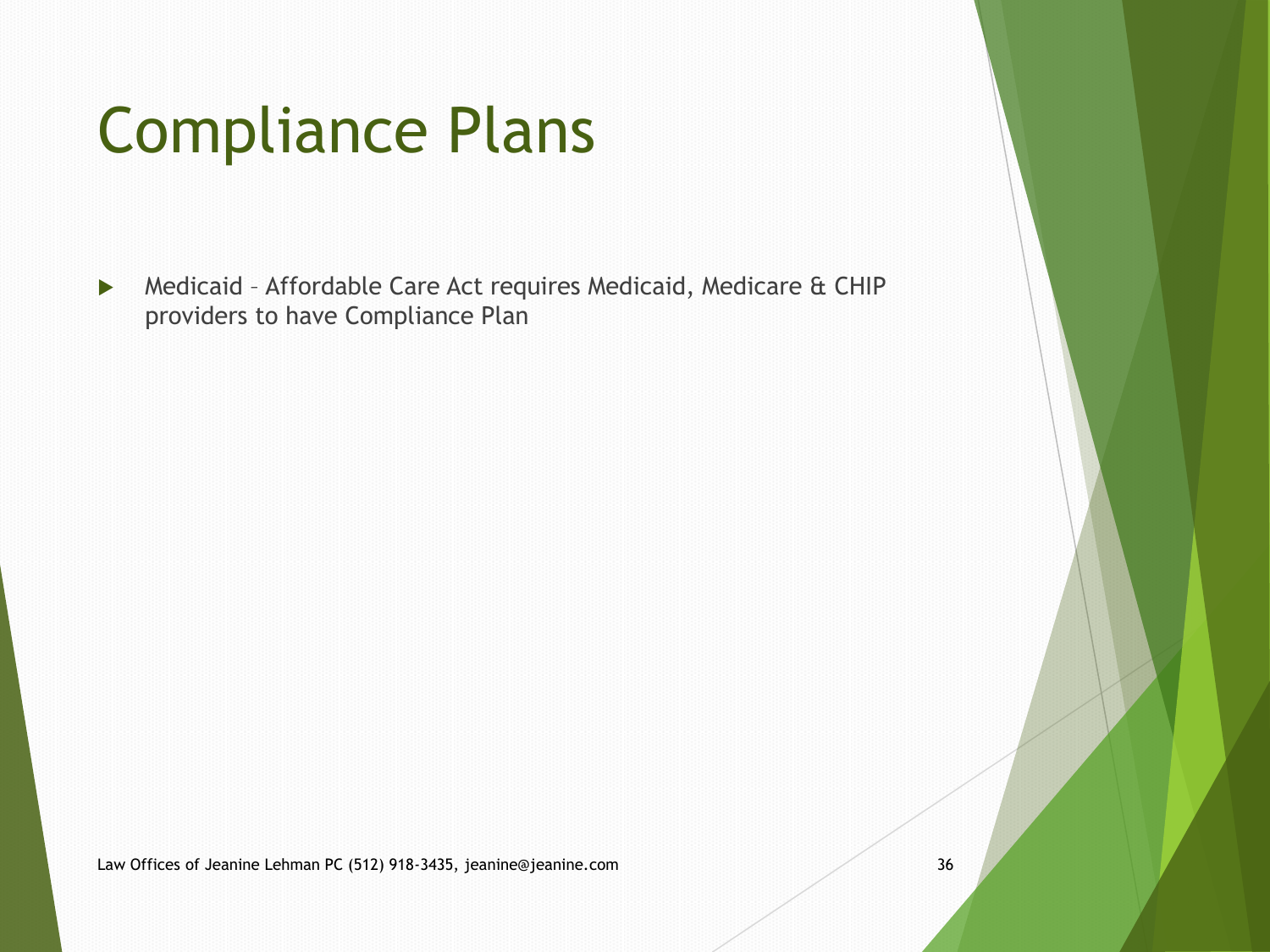# Compliance Plans

- Medicaid – Affordable Care Act requires Medicaid, Medicare & CHIP providers to have Compliance Plan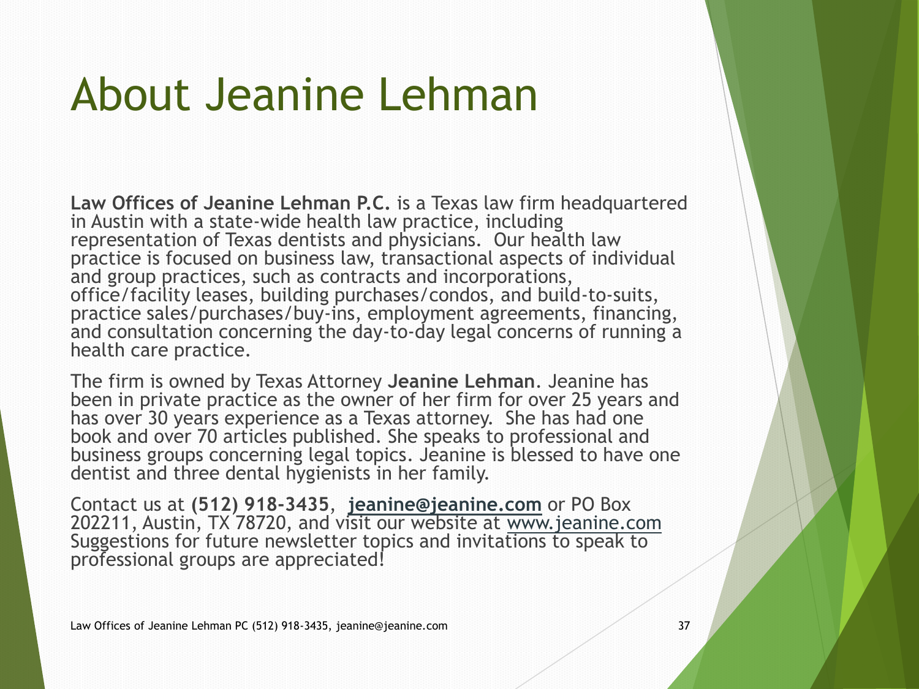# About Jeanine Lehman

**Law Offices of Jeanine Lehman P.C.** is a Texas law firm headquartered in Austin with a state-wide health law practice, including representation of Texas dentists and physicians. Our health law practice is focused on business law, transactional aspects of individual and group practices, such as contracts and incorporations, office/facility leases, building purchases/condos, and build-to-suits, practice sales/purchases/buy-ins, employment agreements, financing, and consultation concerning the day-to-day legal concerns of running a health care practice.

The firm is owned by Texas Attorney **Jeanine Lehman**. Jeanine has been in private practice as the owner of her firm for over 25 years and has over 30 years experience as a Texas attorney. She has had one book and over 70 articles published. She speaks to professional and business groups concerning legal topics. Jeanine is blessed to have one dentist and three dental hygienists in her family.

Contact us at **(512) 918-3435**, **jeanine@jeanine.com** or PO Box 202211, Austin, TX 78720, and visit our website at www.jeanine.com Suggestions for future newsletter topics and invitations to speak to professional groups are appreciated!